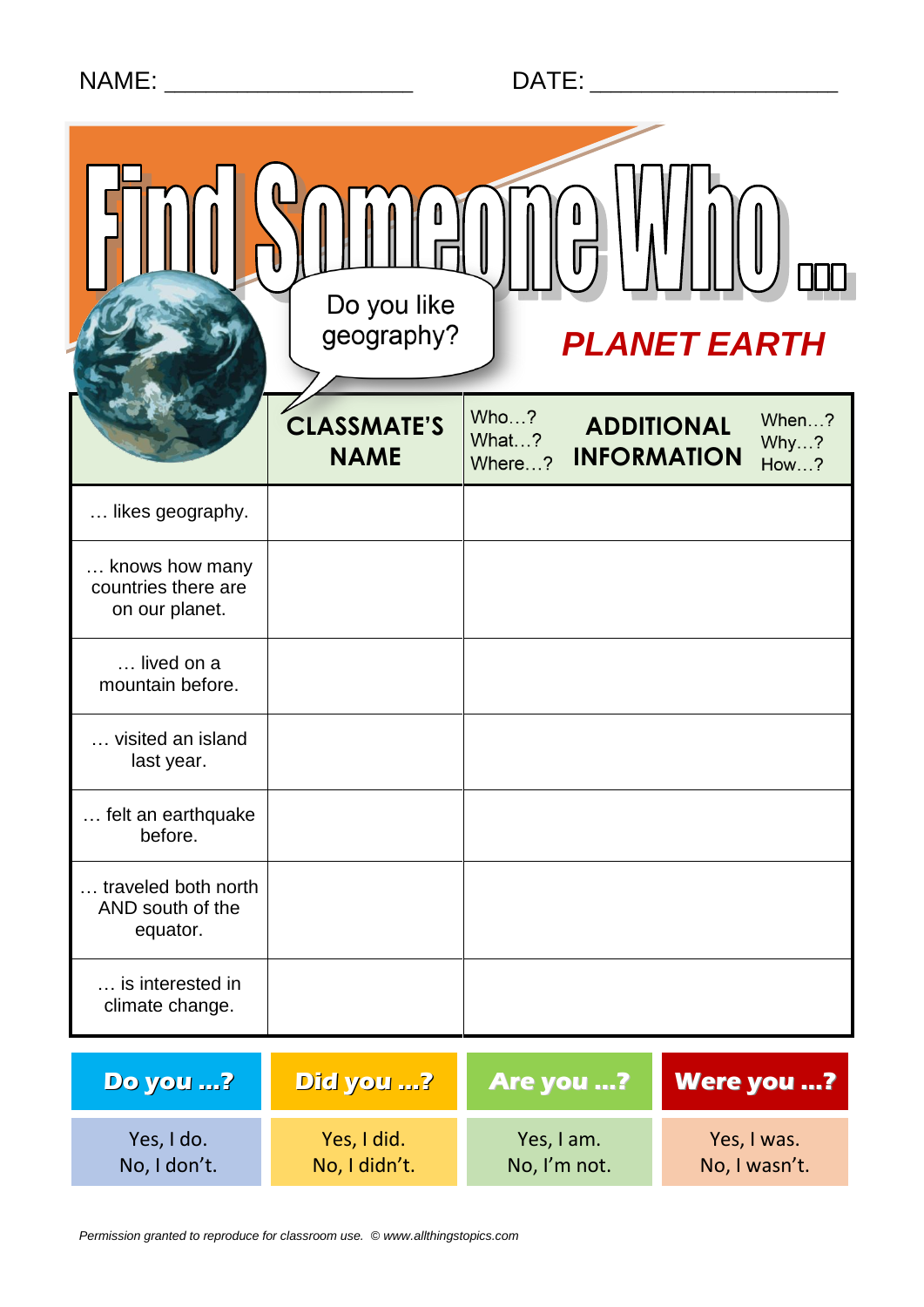NAME: ___________________ DATE: ___________________

# Find Someone Who …

Do you like geography?

## PLANET EARTH

| | CLASSMATE'S NAME | Who…? What…? Where…? **ADDITIONAL INFORMATION** When…? Why…? How…? |
|---|---|---|
| … likes geography. | | |
| … knows how many countries there are on our planet. | | |
| … lived on a mountain before. | | |
| … visited an island last year. | | |
| … felt an earthquake before. | | |
| … traveled both north AND south of the equator. | | |
| … is interested in climate change. | | |

| Do you …? | Did you …? | Are you …? | Were you …? |
|---|---|---|---|
| Yes, I do. No, I don't. | Yes, I did. No, I didn't. | Yes, I am. No, I'm not. | Yes, I was. No, I wasn't. |

*Permission granted to reproduce for classroom use. © www.allthingstopics.com*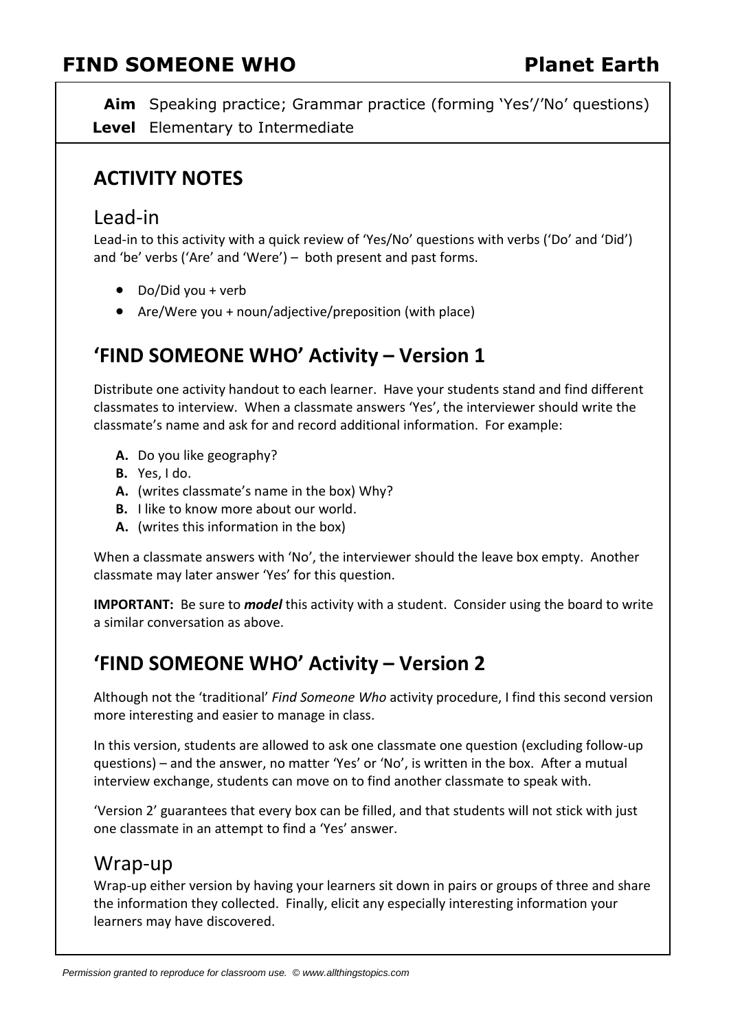# FIND SOMEONE WHO **Planet Earth**

**Aim** Speaking practice; Grammar practice (forming 'Yes'/'No' questions)

**Level** Elementary to Intermediate

## ACTIVITY NOTES

### Lead-in

Lead-in to this activity with a quick review of 'Yes/No' questions with verbs ('Do' and 'Did') and 'be' verbs ('Are' and 'Were') – both present and past forms.

- Do/Did you + verb
- Are/Were you + noun/adjective/preposition (with place)

## 'FIND SOMEONE WHO' Activity – Version 1

Distribute one activity handout to each learner. Have your students stand and find different classmates to interview. When a classmate answers 'Yes', the interviewer should write the classmate's name and ask for and record additional information. For example:

**A.** Do you like geography?
**B.** Yes, I do.
**A.** (writes classmate's name in the box) Why?
**B.** I like to know more about our world.
**A.** (writes this information in the box)

When a classmate answers with 'No', the interviewer should the leave box empty. Another classmate may later answer 'Yes' for this question.

**IMPORTANT:** Be sure to ***model*** this activity with a student. Consider using the board to write a similar conversation as above.

## 'FIND SOMEONE WHO' Activity – Version 2

Although not the 'traditional' *Find Someone Who* activity procedure, I find this second version more interesting and easier to manage in class.

In this version, students are allowed to ask one classmate one question (excluding follow-up questions) – and the answer, no matter 'Yes' or 'No', is written in the box. After a mutual interview exchange, students can move on to find another classmate to speak with.

'Version 2' guarantees that every box can be filled, and that students will not stick with just one classmate in an attempt to find a 'Yes' answer.

### Wrap-up

Wrap-up either version by having your learners sit down in pairs or groups of three and share the information they collected. Finally, elicit any especially interesting information your learners may have discovered.

*Permission granted to reproduce for classroom use. © www.allthingstopics.com*